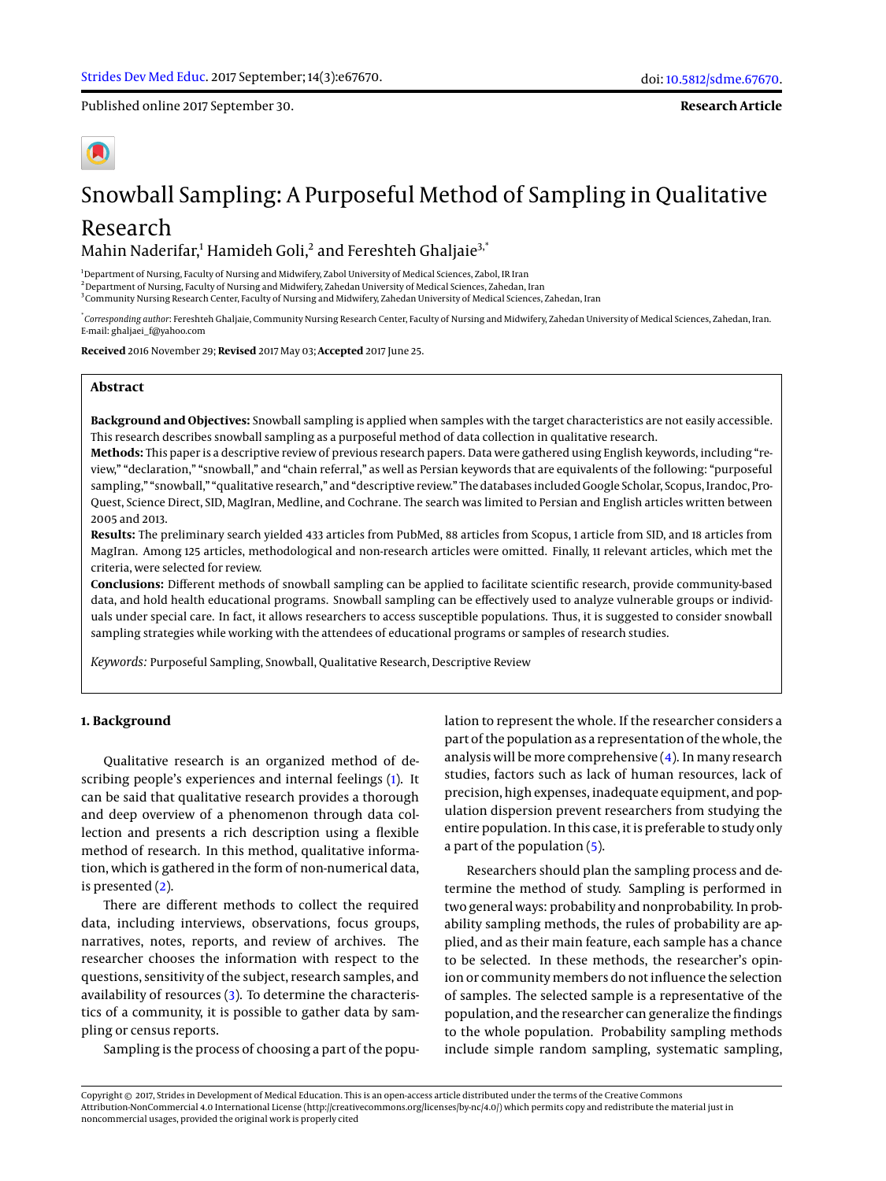Published online 2017 September 30.

**Research Article**

# Snowball Sampling: A Purposeful Method of Sampling in Qualitative Research

Mahin Naderifar,[1] Hamideh Goli,[2] and Fereshteh Ghaljaie[3,*]

[1]Department of Nursing, Faculty of Nursing and Midwifery, Zabol University of Medical Sciences, Zabol, IR Iran
[2]Department of Nursing, Faculty of Nursing and Midwifery, Zahedan University of Medical Sciences, Zahedan, Iran
[3]Community Nursing Research Center, Faculty of Nursing and Midwifery, Zahedan University of Medical Sciences, Zahedan, Iran

[*]*Corresponding author*: Fereshteh Ghaljaie, Community Nursing Research Center, Faculty of Nursing and Midwifery, Zahedan University of Medical Sciences, Zahedan, Iran. E-mail: ghaljaei_f@yahoo.com

**Received** 2016 November 29; **Revised** 2017 May 03; **Accepted** 2017 June 25.

## Abstract

**Background and Objectives:** Snowball sampling is applied when samples with the target characteristics are not easily accessible. This research describes snowball sampling as a purposeful method of data collection in qualitative research.

**Methods:** This paper is a descriptive review of previous research papers. Data were gathered using English keywords, including "review," "declaration," "snowball," and "chain referral," as well as Persian keywords that are equivalents of the following: "purposeful sampling," "snowball," "qualitative research," and "descriptive review." The databases included Google Scholar, Scopus, Irandoc, ProQuest, Science Direct, SID, MagIran, Medline, and Cochrane. The search was limited to Persian and English articles written between 2005 and 2013.

**Results:** The preliminary search yielded 433 articles from PubMed, 88 articles from Scopus, 1 article from SID, and 18 articles from MagIran. Among 125 articles, methodological and non-research articles were omitted. Finally, 11 relevant articles, which met the criteria, were selected for review.

**Conclusions:** Different methods of snowball sampling can be applied to facilitate scientific research, provide community-based data, and hold health educational programs. Snowball sampling can be effectively used to analyze vulnerable groups or individuals under special care. In fact, it allows researchers to access susceptible populations. Thus, it is suggested to consider snowball sampling strategies while working with the attendees of educational programs or samples of research studies.

*Keywords:* Purposeful Sampling, Snowball, Qualitative Research, Descriptive Review

## 1. Background

Qualitative research is an organized method of describing people's experiences and internal feelings (1). It can be said that qualitative research provides a thorough and deep overview of a phenomenon through data collection and presents a rich description using a flexible method of research. In this method, qualitative information, which is gathered in the form of non-numerical data, is presented (2).

There are different methods to collect the required data, including interviews, observations, focus groups, narratives, notes, reports, and review of archives. The researcher chooses the information with respect to the questions, sensitivity of the subject, research samples, and availability of resources (3). To determine the characteristics of a community, it is possible to gather data by sampling or census reports.

Sampling is the process of choosing a part of the population to represent the whole. If the researcher considers a part of the population as a representation of the whole, the analysis will be more comprehensive (4). In many research studies, factors such as lack of human resources, lack of precision, high expenses, inadequate equipment, and population dispersion prevent researchers from studying the entire population. In this case, it is preferable to study only a part of the population (5).

Researchers should plan the sampling process and determine the method of study. Sampling is performed in two general ways: probability and nonprobability. In probability sampling methods, the rules of probability are applied, and as their main feature, each sample has a chance to be selected. In these methods, the researcher's opinion or community members do not influence the selection of samples. The selected sample is a representative of the population, and the researcher can generalize the findings to the whole population. Probability sampling methods include simple random sampling, systematic sampling,

Copyright © 2017, Strides in Development of Medical Education. This is an open-access article distributed under the terms of the Creative Commons Attribution-NonCommercial 4.0 International License (http://creativecommons.org/licenses/by-nc/4.0/) which permits copy and redistribute the material just in noncommercial usages, provided the original work is properly cited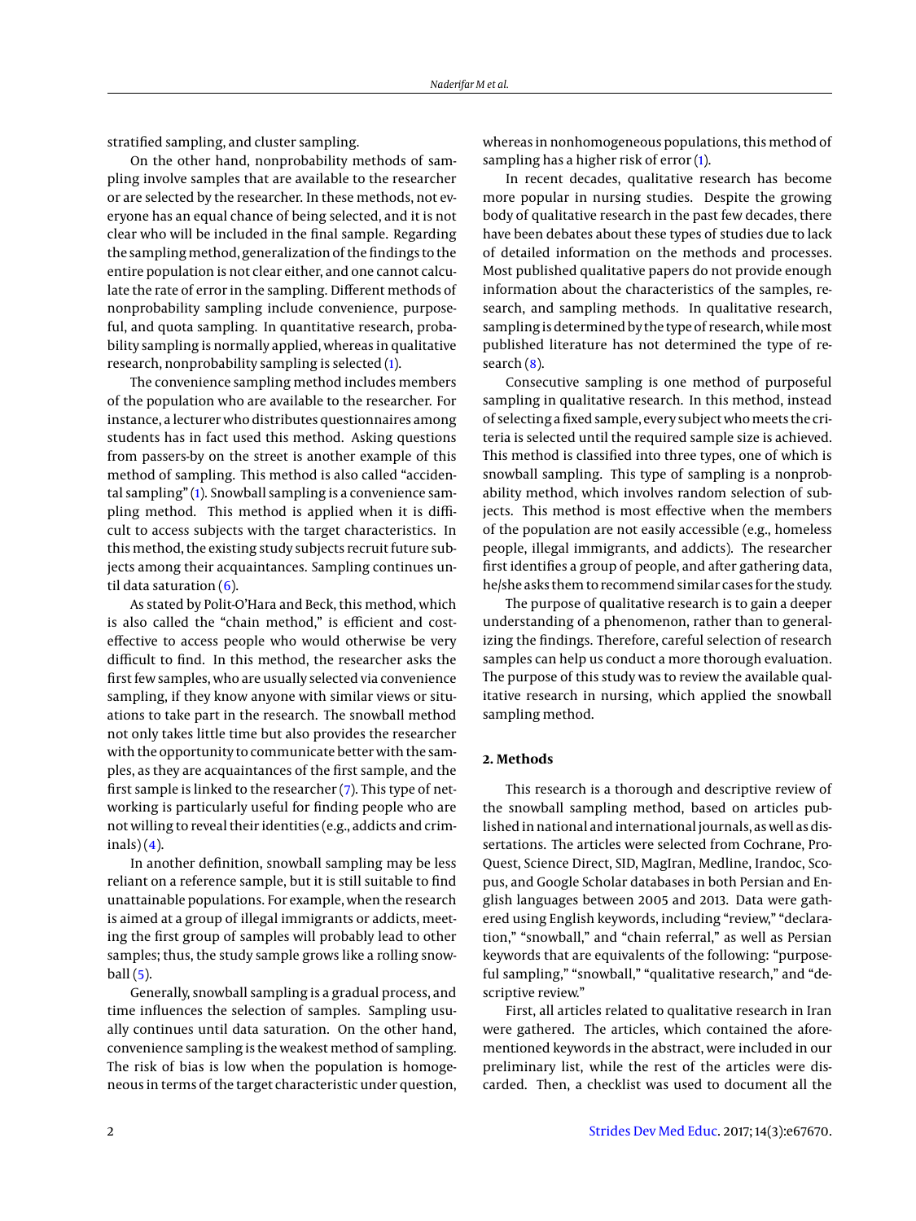stratified sampling, and cluster sampling.

On the other hand, nonprobability methods of sampling involve samples that are available to the researcher or are selected by the researcher. In these methods, not everyone has an equal chance of being selected, and it is not clear who will be included in the final sample. Regarding the sampling method, generalization of the findings to the entire population is not clear either, and one cannot calculate the rate of error in the sampling. Different methods of nonprobability sampling include convenience, purposeful, and quota sampling. In quantitative research, probability sampling is normally applied, whereas in qualitative research, nonprobability sampling is selected (1).

The convenience sampling method includes members of the population who are available to the researcher. For instance, a lecturer who distributes questionnaires among students has in fact used this method. Asking questions from passers-by on the street is another example of this method of sampling. This method is also called "accidental sampling" (1). Snowball sampling is a convenience sampling method. This method is applied when it is difficult to access subjects with the target characteristics. In this method, the existing study subjects recruit future subjects among their acquaintances. Sampling continues until data saturation (6).

As stated by Polit-O'Hara and Beck, this method, which is also called the "chain method," is efficient and cost-effective to access people who would otherwise be very difficult to find. In this method, the researcher asks the first few samples, who are usually selected via convenience sampling, if they know anyone with similar views or situations to take part in the research. The snowball method not only takes little time but also provides the researcher with the opportunity to communicate better with the samples, as they are acquaintances of the first sample, and the first sample is linked to the researcher (7). This type of networking is particularly useful for finding people who are not willing to reveal their identities (e.g., addicts and criminals) (4).

In another definition, snowball sampling may be less reliant on a reference sample, but it is still suitable to find unattainable populations. For example, when the research is aimed at a group of illegal immigrants or addicts, meeting the first group of samples will probably lead to other samples; thus, the study sample grows like a rolling snowball (5).

Generally, snowball sampling is a gradual process, and time influences the selection of samples. Sampling usually continues until data saturation. On the other hand, convenience sampling is the weakest method of sampling. The risk of bias is low when the population is homogeneous in terms of the target characteristic under question, whereas in nonhomogeneous populations, this method of sampling has a higher risk of error (1).

In recent decades, qualitative research has become more popular in nursing studies. Despite the growing body of qualitative research in the past few decades, there have been debates about these types of studies due to lack of detailed information on the methods and processes. Most published qualitative papers do not provide enough information about the characteristics of the samples, research, and sampling methods. In qualitative research, sampling is determined by the type of research, while most published literature has not determined the type of research (8).

Consecutive sampling is one method of purposeful sampling in qualitative research. In this method, instead of selecting a fixed sample, every subject who meets the criteria is selected until the required sample size is achieved. This method is classified into three types, one of which is snowball sampling. This type of sampling is a nonprobability method, which involves random selection of subjects. This method is most effective when the members of the population are not easily accessible (e.g., homeless people, illegal immigrants, and addicts). The researcher first identifies a group of people, and after gathering data, he/she asks them to recommend similar cases for the study.

The purpose of qualitative research is to gain a deeper understanding of a phenomenon, rather than to generalizing the findings. Therefore, careful selection of research samples can help us conduct a more thorough evaluation. The purpose of this study was to review the available qualitative research in nursing, which applied the snowball sampling method.

## 2. Methods

This research is a thorough and descriptive review of the snowball sampling method, based on articles published in national and international journals, as well as dissertations. The articles were selected from Cochrane, ProQuest, Science Direct, SID, MagIran, Medline, Irandoc, Scopus, and Google Scholar databases in both Persian and English languages between 2005 and 2013. Data were gathered using English keywords, including "review," "declaration," "snowball," and "chain referral," as well as Persian keywords that are equivalents of the following: "purposeful sampling," "snowball," "qualitative research," and "descriptive review."

First, all articles related to qualitative research in Iran were gathered. The articles, which contained the aforementioned keywords in the abstract, were included in our preliminary list, while the rest of the articles were discarded. Then, a checklist was used to document all the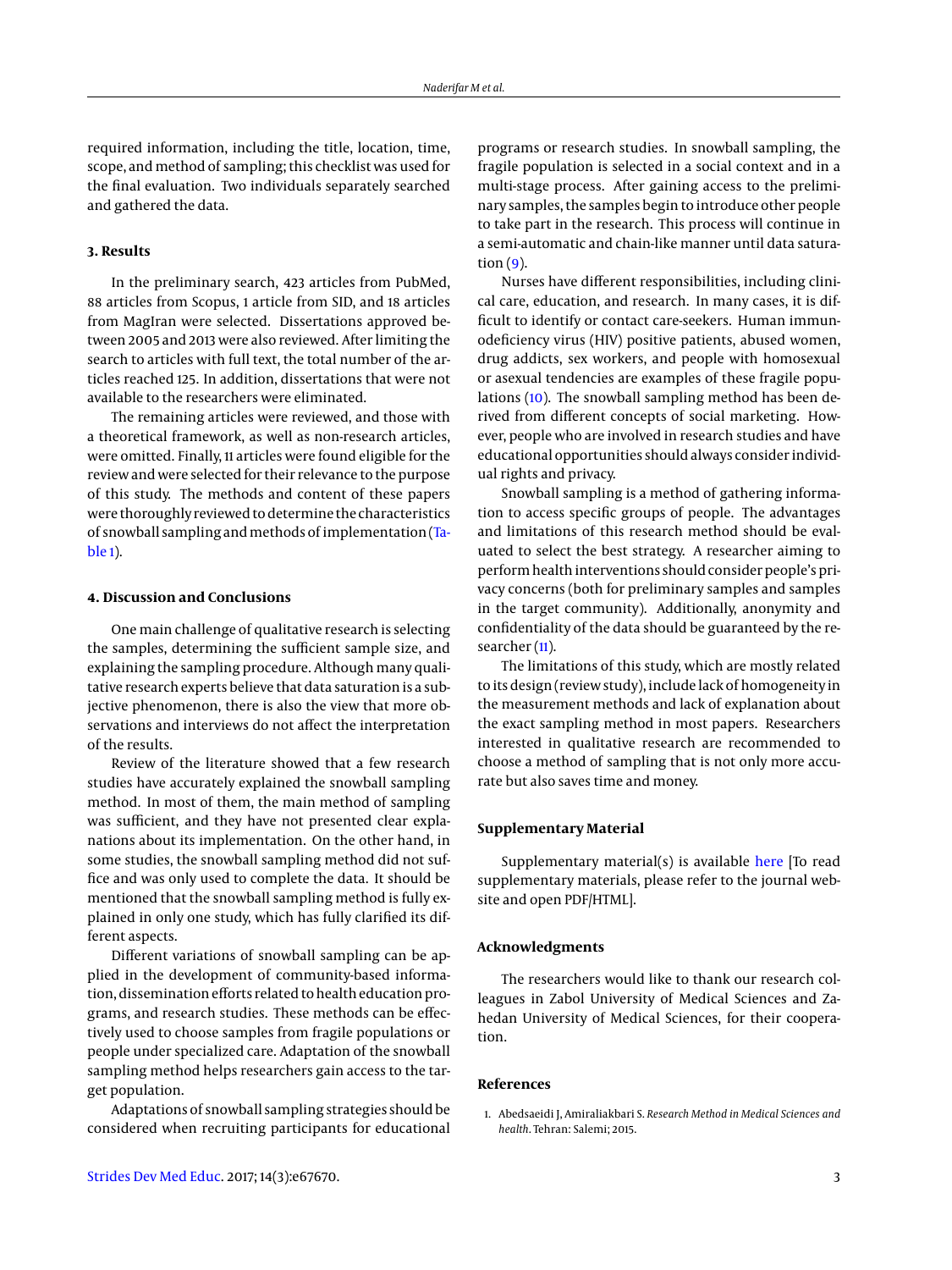required information, including the title, location, time, scope, and method of sampling; this checklist was used for the final evaluation. Two individuals separately searched and gathered the data.

## 3. Results

In the preliminary search, 423 articles from PubMed, 88 articles from Scopus, 1 article from SID, and 18 articles from MagIran were selected. Dissertations approved between 2005 and 2013 were also reviewed. After limiting the search to articles with full text, the total number of the articles reached 125. In addition, dissertations that were not available to the researchers were eliminated.

The remaining articles were reviewed, and those with a theoretical framework, as well as non-research articles, were omitted. Finally, 11 articles were found eligible for the review and were selected for their relevance to the purpose of this study. The methods and content of these papers were thoroughly reviewed to determine the characteristics of snowball sampling and methods of implementation (Table 1).

## 4. Discussion and Conclusions

One main challenge of qualitative research is selecting the samples, determining the sufficient sample size, and explaining the sampling procedure. Although many qualitative research experts believe that data saturation is a subjective phenomenon, there is also the view that more observations and interviews do not affect the interpretation of the results.

Review of the literature showed that a few research studies have accurately explained the snowball sampling method. In most of them, the main method of sampling was sufficient, and they have not presented clear explanations about its implementation. On the other hand, in some studies, the snowball sampling method did not suffice and was only used to complete the data. It should be mentioned that the snowball sampling method is fully explained in only one study, which has fully clarified its different aspects.

Different variations of snowball sampling can be applied in the development of community-based information, dissemination efforts related to health education programs, and research studies. These methods can be effectively used to choose samples from fragile populations or people under specialized care. Adaptation of the snowball sampling method helps researchers gain access to the target population.

Adaptations of snowball sampling strategies should be considered when recruiting participants for educational programs or research studies. In snowball sampling, the fragile population is selected in a social context and in a multi-stage process. After gaining access to the preliminary samples, the samples begin to introduce other people to take part in the research. This process will continue in a semi-automatic and chain-like manner until data saturation (9).

Nurses have different responsibilities, including clinical care, education, and research. In many cases, it is difficult to identify or contact care-seekers. Human immunodeficiency virus (HIV) positive patients, abused women, drug addicts, sex workers, and people with homosexual or asexual tendencies are examples of these fragile populations (10). The snowball sampling method has been derived from different concepts of social marketing. However, people who are involved in research studies and have educational opportunities should always consider individual rights and privacy.

Snowball sampling is a method of gathering information to access specific groups of people. The advantages and limitations of this research method should be evaluated to select the best strategy. A researcher aiming to perform health interventions should consider people's privacy concerns (both for preliminary samples and samples in the target community). Additionally, anonymity and confidentiality of the data should be guaranteed by the researcher (11).

The limitations of this study, which are mostly related to its design (review study), include lack of homogeneity in the measurement methods and lack of explanation about the exact sampling method in most papers. Researchers interested in qualitative research are recommended to choose a method of sampling that is not only more accurate but also saves time and money.

## Supplementary Material

Supplementary material(s) is available here [To read supplementary materials, please refer to the journal website and open PDF/HTML].

## Acknowledgments

The researchers would like to thank our research colleagues in Zabol University of Medical Sciences and Zahedan University of Medical Sciences, for their cooperation.

## References

1. Abedsaeidi J, Amiraliakbari S. *Research Method in Medical Sciences and health*. Tehran: Salemi; 2015.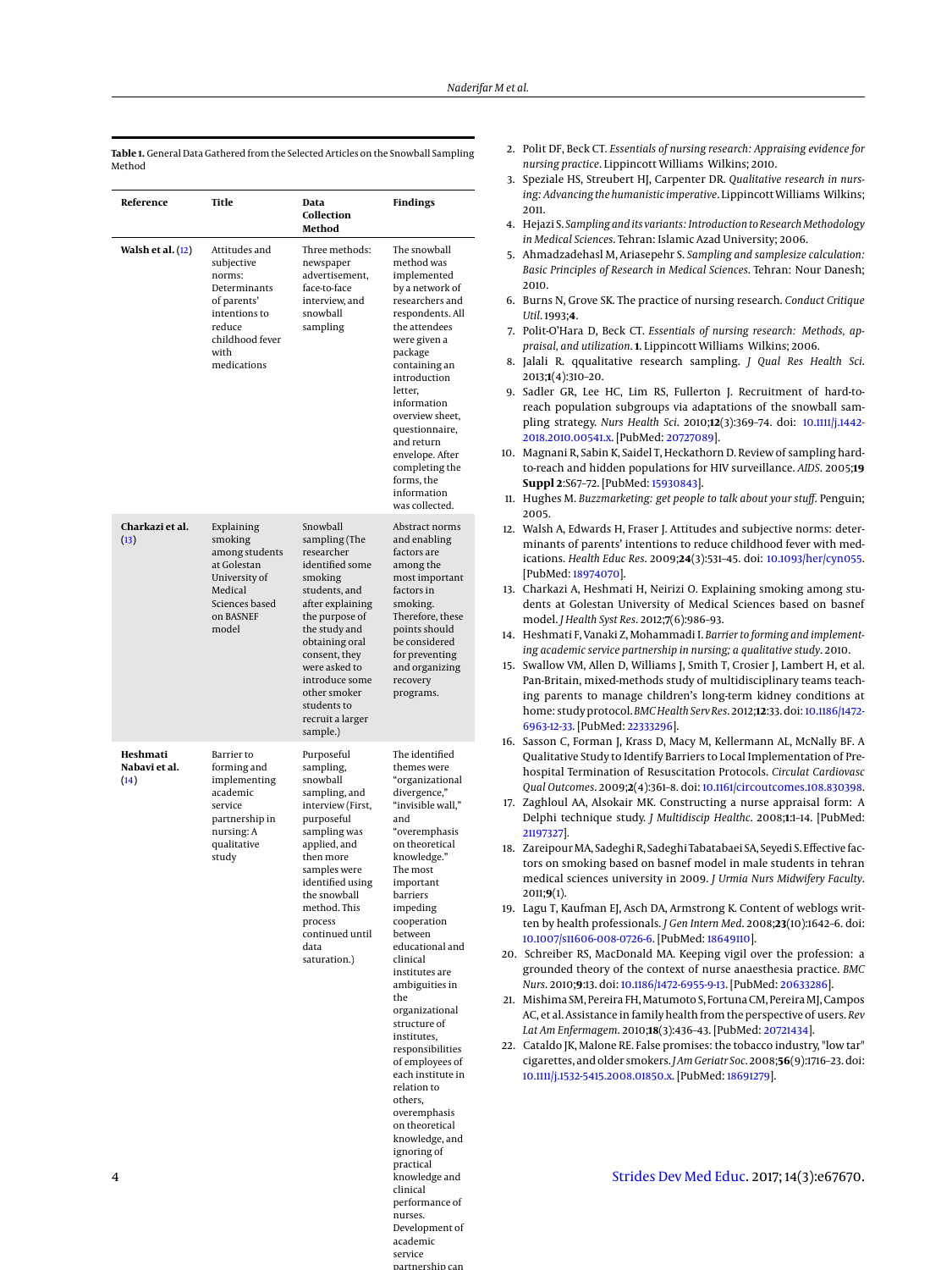**Table 1.** General Data Gathered from the Selected Articles on the Snowball Sampling Method

| Reference | Title | Data Collection Method | Findings |
|---|---|---|---|
| **Walsh et al.** (12) | Attitudes and subjective norms: Determinants of parents' intentions to reduce childhood fever with medications | Three methods: newspaper advertisement, face-to-face interview, and snowball sampling | The snowball method was implemented by a network of researchers and respondents. All the attendees were given a package containing an introduction letter, information overview sheet, questionnaire, and return envelope. After completing the forms, the information was collected. |
| **Charkazi et al.** (13) | Explaining smoking among students at Golestan University of Medical Sciences based on BASNEF model | Snowball sampling (The researcher identified some smoking students, and after explaining the purpose of the study and obtaining oral consent, they were asked to introduce some other smoker students to recruit a larger sample.) | Abstract norms and enabling factors are among the most important factors in smoking. Therefore, these points should be considered for preventing and organizing recovery programs. |
| **Heshmati Nabavi et al.** (14) | Barrier to forming and implementing academic service partnership in nursing: A qualitative study | Purposeful sampling, snowball sampling, and interview (First, purposeful sampling was applied, and then more samples were identified using the snowball method. This process continued until data saturation.) | The identified themes were "organizational divergence," "invisible wall," and "overemphasis on theoretical knowledge." The most important barriers impeding cooperation between educational and clinical institutes are ambiguities in the organizational structure of institutes, responsibilities of employees of each institute in relation to others, overemphasis on theoretical knowledge, and ignoring of practical knowledge and clinical performance of nurses. Development of academic service partnership can |

2. Polit DF, Beck CT. *Essentials of nursing research: Appraising evidence for nursing practice*. Lippincott Williams Wilkins; 2010.
3. Speziale HS, Streubert HJ, Carpenter DR. *Qualitative research in nursing: Advancing the humanistic imperative*. Lippincott Williams Wilkins; 2011.
4. Hejazi S. *Sampling and its variants: Introduction to Research Methodology in Medical Sciences*. Tehran: Islamic Azad University; 2006.
5. Ahmadzadehasl M, Ariasepehr S. *Sampling and samplesize calculation: Basic Principles of Research in Medical Sciences*. Tehran: Nour Danesh; 2010.
6. Burns N, Grove SK. The practice of nursing research. *Conduct Critique Util*. 1993;**4**.
7. Polit-O'Hara D, Beck CT. *Essentials of nursing research: Methods, appraisal, and utilization*. **1**. Lippincott Williams Wilkins; 2006.
8. Jalali R. qqualitative research sampling. *J Qual Res Health Sci*. 2013;**1**(4):310–20.
9. Sadler GR, Lee HC, Lim RS, Fullerton J. Recruitment of hard-to-reach population subgroups via adaptations of the snowball sampling strategy. *Nurs Health Sci*. 2010;**12**(3):369–74. doi: 10.1111/j.1442-2018.2010.00541.x. [PubMed: 20727089].
10. Magnani R, Sabin K, Saidel T, Heckathorn D. Review of sampling hard-to-reach and hidden populations for HIV surveillance. *AIDS*. 2005;**19 Suppl 2**:S67–72. [PubMed: 15930843].
11. Hughes M. *Buzzmarketing: get people to talk about your stuff*. Penguin; 2005.
12. Walsh A, Edwards H, Fraser J. Attitudes and subjective norms: determinants of parents' intentions to reduce childhood fever with medications. *Health Educ Res*. 2009;**24**(3):531–45. doi: 10.1093/her/cyn055. [PubMed: 18974070].
13. Charkazi A, Heshmati H, Neirizi O. Explaining smoking among students at Golestan University of Medical Sciences based on basnef model. *J Health Syst Res*. 2012;**7**(6):986–93.
14. Heshmati F, Vanaki Z, Mohammadi I. *Barrier to forming and implementing academic service partnership in nursing; a qualitative study*. 2010.
15. Swallow VM, Allen D, Williams J, Smith T, Crosier J, Lambert H, et al. Pan-Britain, mixed-methods study of multidisciplinary teams teaching parents to manage children's long-term kidney conditions at home: study protocol. *BMC Health Serv Res*. 2012;**12**:33. doi: 10.1186/1472-6963-12-33. [PubMed: 22333296].
16. Sasson C, Forman J, Krass D, Macy M, Kellermann AL, McNally BF. A Qualitative Study to Identify Barriers to Local Implementation of Prehospital Termination of Resuscitation Protocols. *Circulat Cardiovasc Qual Outcomes*. 2009;**2**(4):361–8. doi: 10.1161/circoutcomes.108.830398.
17. Zaghloul AA, Alsokair MK. Constructing a nurse appraisal form: A Delphi technique study. *J Multidiscip Healthc*. 2008;**1**:1–14. [PubMed: 21197327].
18. Zareipour MA, Sadeghi R, Sadeghi Tabatabaei SA, Seyedi S. Effective factors on smoking based on basnef model in male students in tehran medical sciences university in 2009. *J Urmia Nurs Midwifery Faculty*. 2011;**9**(1).
19. Lagu T, Kaufman EJ, Asch DA, Armstrong K. Content of weblogs written by health professionals. *J Gen Intern Med*. 2008;**23**(10):1642–6. doi: 10.1007/s11606-008-0726-6. [PubMed: 18649110].
20. Schreiber RS, MacDonald MA. Keeping vigil over the profession: a grounded theory of the context of nurse anaesthesia practice. *BMC Nurs*. 2010;**9**:13. doi: 10.1186/1472-6955-9-13. [PubMed: 20633286].
21. Mishima SM, Pereira FH, Matumoto S, Fortuna CM, Pereira MJ, Campos AC, et al. Assistance in family health from the perspective of users. *Rev Lat Am Enfermagem*. 2010;**18**(3):436–43. [PubMed: 20721434].
22. Cataldo JK, Malone RE. False promises: the tobacco industry, "low tar" cigarettes, and older smokers. *J Am Geriatr Soc*. 2008;**56**(9):1716–23. doi: 10.1111/j.1532-5415.2008.01850.x. [PubMed: 18691279].